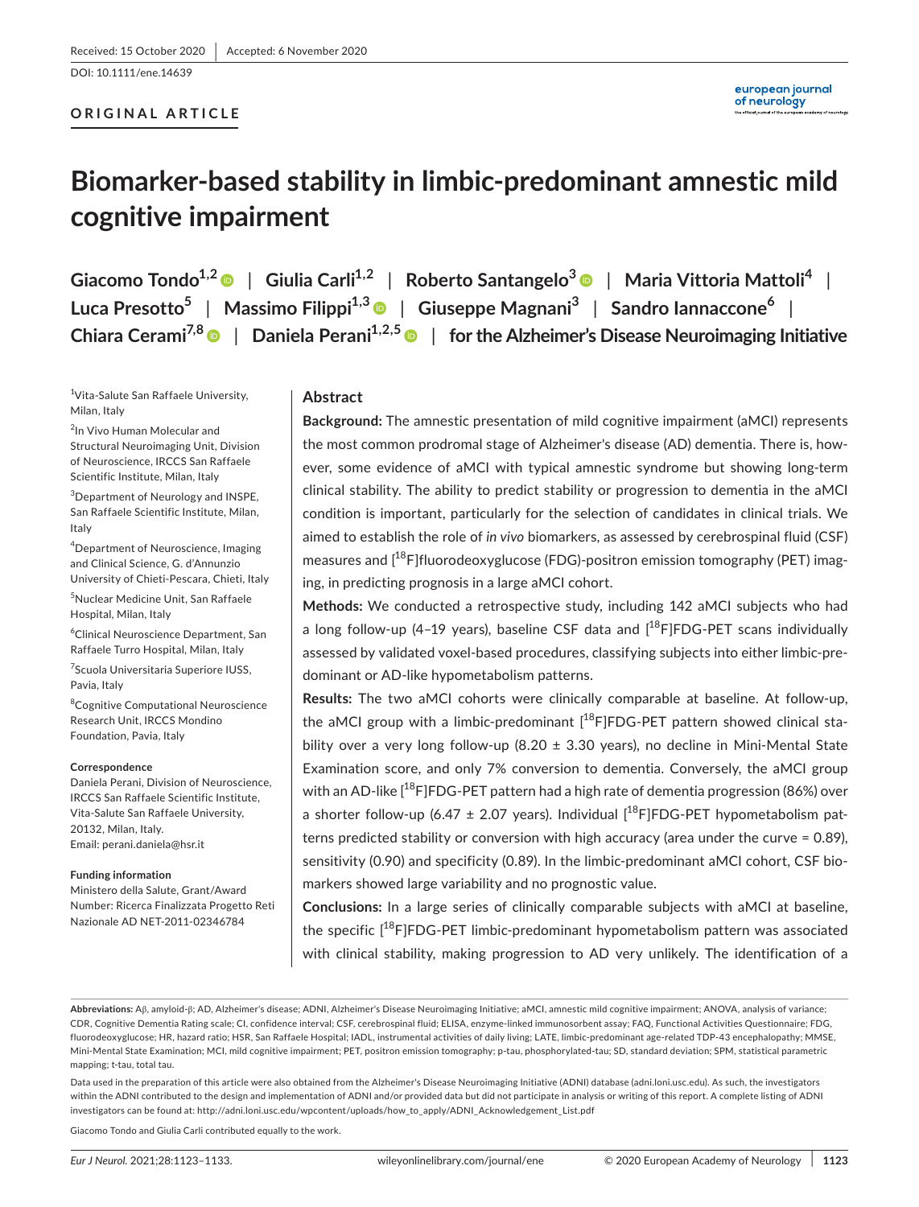Received: 15 October 2020 | Accepted: 6 November 2020

DOI: 10.1111/ene.14639

**ORIGINAL ARTICLE**

# Biomarker-based stability in limbic-predominant amnestic mild cognitive impairment

**Giacomo Tondo[1,2] | Giulia Carli[1,2] | Roberto Santangelo[3] | Maria Vittoria Mattoli[4] | Luca Presotto[5] | Massimo Filippi[1,3] | Giuseppe Magnani[3] | Sandro Iannaccone[6] | Chiara Cerami[7,8] | Daniela Perani[1,2,5] | for the Alzheimer's Disease Neuroimaging Initiative**

[1]Vita-Salute San Raffaele University, Milan, Italy

[2]In Vivo Human Molecular and Structural Neuroimaging Unit, Division of Neuroscience, IRCCS San Raffaele Scientific Institute, Milan, Italy

[3]Department of Neurology and INSPE, San Raffaele Scientific Institute, Milan, Italy

[4]Department of Neuroscience, Imaging and Clinical Science, G. d'Annunzio University of Chieti-Pescara, Chieti, Italy

[5]Nuclear Medicine Unit, San Raffaele Hospital, Milan, Italy

[6]Clinical Neuroscience Department, San Raffaele Turro Hospital, Milan, Italy

[7]Scuola Universitaria Superiore IUSS, Pavia, Italy

[8]Cognitive Computational Neuroscience Research Unit, IRCCS Mondino Foundation, Pavia, Italy

**Correspondence**

Daniela Perani, Division of Neuroscience, IRCCS San Raffaele Scientific Institute, Vita-Salute San Raffaele University, 20132, Milan, Italy.
Email: perani.daniela@hsr.it

**Funding information**

Ministero della Salute, Grant/Award Number: Ricerca Finalizzata Progetto Reti Nazionale AD NET-2011-02346784

## Abstract

**Background:** The amnestic presentation of mild cognitive impairment (aMCI) represents the most common prodromal stage of Alzheimer's disease (AD) dementia. There is, however, some evidence of aMCI with typical amnestic syndrome but showing long-term clinical stability. The ability to predict stability or progression to dementia in the aMCI condition is important, particularly for the selection of candidates in clinical trials. We aimed to establish the role of *in vivo* biomarkers, as assessed by cerebrospinal fluid (CSF) measures and [$^{18}$F]fluorodeoxyglucose (FDG)-positron emission tomography (PET) imaging, in predicting prognosis in a large aMCI cohort.

**Methods:** We conducted a retrospective study, including 142 aMCI subjects who had a long follow-up (4–19 years), baseline CSF data and [$^{18}$F]FDG-PET scans individually assessed by validated voxel-based procedures, classifying subjects into either limbic-predominant or AD-like hypometabolism patterns.

**Results:** The two aMCI cohorts were clinically comparable at baseline. At follow-up, the aMCI group with a limbic-predominant [$^{18}$F]FDG-PET pattern showed clinical stability over a very long follow-up (8.20 ± 3.30 years), no decline in Mini-Mental State Examination score, and only 7% conversion to dementia. Conversely, the aMCI group with an AD-like [$^{18}$F]FDG-PET pattern had a high rate of dementia progression (86%) over a shorter follow-up (6.47 ± 2.07 years). Individual [$^{18}$F]FDG-PET hypometabolism patterns predicted stability or conversion with high accuracy (area under the curve = 0.89), sensitivity (0.90) and specificity (0.89). In the limbic-predominant aMCI cohort, CSF biomarkers showed large variability and no prognostic value.

**Conclusions:** In a large series of clinically comparable subjects with aMCI at baseline, the specific [$^{18}$F]FDG-PET limbic-predominant hypometabolism pattern was associated with clinical stability, making progression to AD very unlikely. The identification of a

**Abbreviations:** Aβ, amyloid-β; AD, Alzheimer's disease; ADNI, Alzheimer's Disease Neuroimaging Initiative; aMCI, amnestic mild cognitive impairment; ANOVA, analysis of variance; CDR, Cognitive Dementia Rating scale; CI, confidence interval; CSF, cerebrospinal fluid; ELISA, enzyme-linked immunosorbent assay; FAQ, Functional Activities Questionnaire; FDG, fluorodeoxyglucose; HR, hazard ratio; HSR, San Raffaele Hospital; IADL, instrumental activities of daily living; LATE, limbic-predominant age-related TDP-43 encephalopathy; MMSE, Mini-Mental State Examination; MCI, mild cognitive impairment; PET, positron emission tomography; p-tau, phosphorylated-tau; SD, standard deviation; SPM, statistical parametric mapping; t-tau, total tau.

Data used in the preparation of this article were also obtained from the Alzheimer's Disease Neuroimaging Initiative (ADNI) database (adni.loni.usc.edu). As such, the investigators within the ADNI contributed to the design and implementation of ADNI and/or provided data but did not participate in analysis or writing of this report. A complete listing of ADNI investigators can be found at: http://adni.loni.usc.edu/wpcontent/uploads/how_to_apply/ADNI_Acknowledgement_List.pdf

Giacomo Tondo and Giulia Carli contributed equally to the work.

© 2020 European Academy of Neurology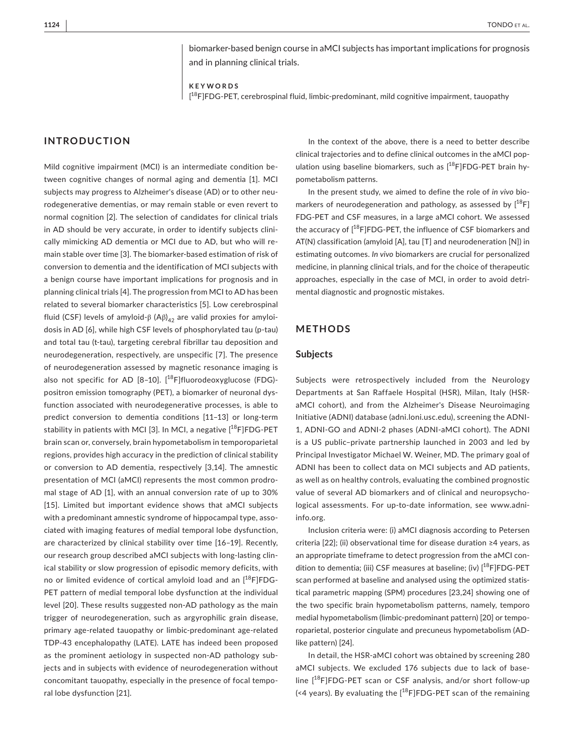biomarker-based benign course in aMCI subjects has important implications for prognosis and in planning clinical trials.

**KEYWORDS**

[$^{18}$F]FDG-PET, cerebrospinal fluid, limbic-predominant, mild cognitive impairment, tauopathy

## INTRODUCTION

Mild cognitive impairment (MCI) is an intermediate condition between cognitive changes of normal aging and dementia [1]. MCI subjects may progress to Alzheimer's disease (AD) or to other neurodegenerative dementias, or may remain stable or even revert to normal cognition [2]. The selection of candidates for clinical trials in AD should be very accurate, in order to identify subjects clinically mimicking AD dementia or MCI due to AD, but who will remain stable over time [3]. The biomarker-based estimation of risk of conversion to dementia and the identification of MCI subjects with a benign course have important implications for prognosis and in planning clinical trials [4]. The progression from MCI to AD has been related to several biomarker characteristics [5]. Low cerebrospinal fluid (CSF) levels of amyloid-β (Aβ)$_{42}$ are valid proxies for amyloidosis in AD [6], while high CSF levels of phosphorylated tau (p-tau) and total tau (t-tau), targeting cerebral fibrillar tau deposition and neurodegeneration, respectively, are unspecific [7]. The presence of neurodegeneration assessed by magnetic resonance imaging is also not specific for AD [8–10]. [$^{18}$F]fluorodeoxyglucose (FDG)-positron emission tomography (PET), a biomarker of neuronal dysfunction associated with neurodegenerative processes, is able to predict conversion to dementia conditions [11–13] or long-term stability in patients with MCI [3]. In MCI, a negative [$^{18}$F]FDG-PET brain scan or, conversely, brain hypometabolism in temporoparietal regions, provides high accuracy in the prediction of clinical stability or conversion to AD dementia, respectively [3,14]. The amnestic presentation of MCI (aMCI) represents the most common prodromal stage of AD [1], with an annual conversion rate of up to 30% [15]. Limited but important evidence shows that aMCI subjects with a predominant amnestic syndrome of hippocampal type, associated with imaging features of medial temporal lobe dysfunction, are characterized by clinical stability over time [16–19]. Recently, our research group described aMCI subjects with long-lasting clinical stability or slow progression of episodic memory deficits, with no or limited evidence of cortical amyloid load and an [$^{18}$F]FDG-PET pattern of medial temporal lobe dysfunction at the individual level [20]. These results suggested non-AD pathology as the main trigger of neurodegeneration, such as argyrophilic grain disease, primary age-related tauopathy or limbic-predominant age-related TDP-43 encephalopathy (LATE). LATE has indeed been proposed as the prominent aetiology in suspected non-AD pathology subjects and in subjects with evidence of neurodegeneration without concomitant tauopathy, especially in the presence of focal temporal lobe dysfunction [21].

In the context of the above, there is a need to better describe clinical trajectories and to define clinical outcomes in the aMCI population using baseline biomarkers, such as [$^{18}$F]FDG-PET brain hypometabolism patterns.

In the present study, we aimed to define the role of *in vivo* biomarkers of neurodegeneration and pathology, as assessed by [$^{18}$F]FDG-PET and CSF measures, in a large aMCI cohort. We assessed the accuracy of [$^{18}$F]FDG-PET, the influence of CSF biomarkers and AT(N) classification (amyloid [A], tau [T] and neurodegeneration [N]) in estimating outcomes. *In vivo* biomarkers are crucial for personalized medicine, in planning clinical trials, and for the choice of therapeutic approaches, especially in the case of MCI, in order to avoid detrimental diagnostic and prognostic mistakes.

## METHODS

### Subjects

Subjects were retrospectively included from the Neurology Departments at San Raffaele Hospital (HSR), Milan, Italy (HSR-aMCI cohort), and from the Alzheimer's Disease Neuroimaging Initiative (ADNI) database (adni.loni.usc.edu), screening the ADNI-1, ADNI-GO and ADNI-2 phases (ADNI-aMCI cohort). The ADNI is a US public–private partnership launched in 2003 and led by Principal Investigator Michael W. Weiner, MD. The primary goal of ADNI has been to collect data on MCI subjects and AD patients, as well as on healthy controls, evaluating the combined prognostic value of several AD biomarkers and of clinical and neuropsychological assessments. For up-to-date information, see www.adni-info.org.

Inclusion criteria were: (i) aMCI diagnosis according to Petersen criteria [22]; (ii) observational time for disease duration ≥4 years, as an appropriate timeframe to detect progression from the aMCI condition to dementia; (iii) CSF measures at baseline; (iv) [$^{18}$F]FDG-PET scan performed at baseline and analysed using the optimized statistical parametric mapping (SPM) procedures [23,24] showing one of the two specific brain hypometabolism patterns, namely, temporo medial hypometabolism (limbic-predominant pattern) [20] or temporoparietal, posterior cingulate and precuneus hypometabolism (AD-like pattern) [24].

In detail, the HSR-aMCI cohort was obtained by screening 280 aMCI subjects. We excluded 176 subjects due to lack of baseline [$^{18}$F]FDG-PET scan or CSF analysis, and/or short follow-up (<4 years). By evaluating the [$^{18}$F]FDG-PET scan of the remaining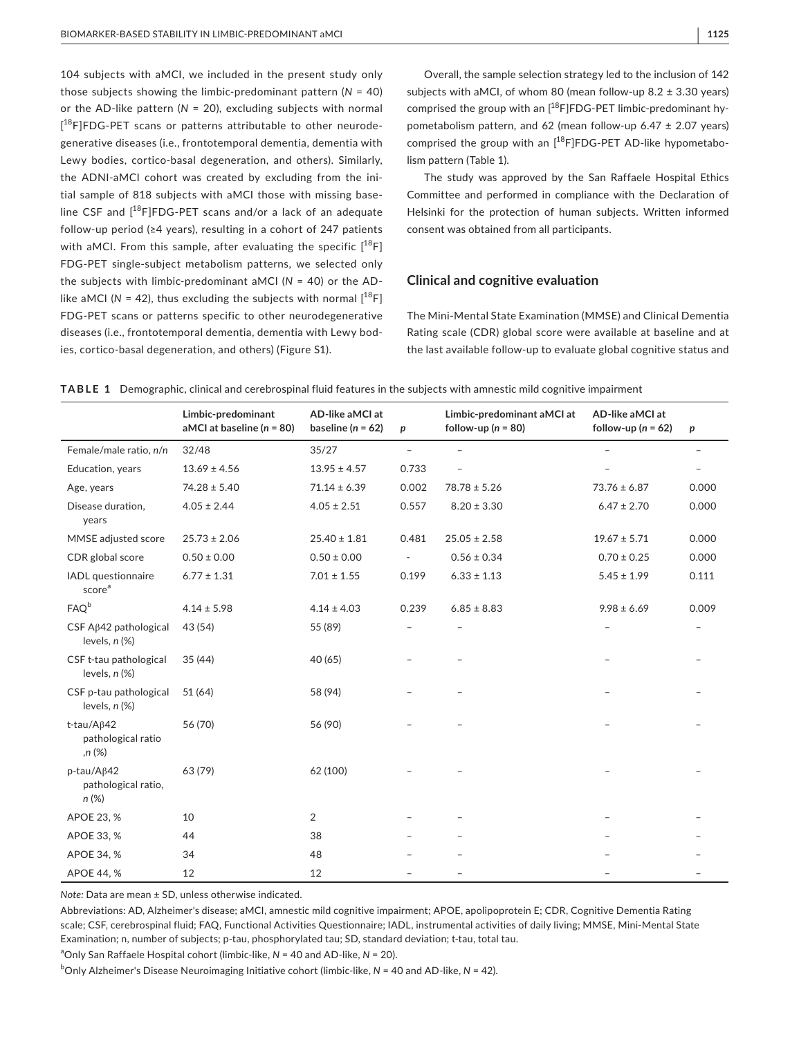104 subjects with aMCI, we included in the present study only those subjects showing the limbic-predominant pattern ($N$ = 40) or the AD-like pattern ($N$ = 20), excluding subjects with normal [$^{18}$F]FDG-PET scans or patterns attributable to other neurodegenerative diseases (i.e., frontotemporal dementia, dementia with Lewy bodies, cortico-basal degeneration, and others). Similarly, the ADNI-aMCI cohort was created by excluding from the initial sample of 818 subjects with aMCI those with missing baseline CSF and [$^{18}$F]FDG-PET scans and/or a lack of an adequate follow-up period (≥4 years), resulting in a cohort of 247 patients with aMCI. From this sample, after evaluating the specific [$^{18}$F]FDG-PET single-subject metabolism patterns, we selected only the subjects with limbic-predominant aMCI ($N$ = 40) or the AD-like aMCI ($N$ = 42), thus excluding the subjects with normal [$^{18}$F]FDG-PET scans or patterns specific to other neurodegenerative diseases (i.e., frontotemporal dementia, dementia with Lewy bodies, cortico-basal degeneration, and others) (Figure S1).

Overall, the sample selection strategy led to the inclusion of 142 subjects with aMCI, of whom 80 (mean follow-up 8.2 ± 3.30 years) comprised the group with an [$^{18}$F]FDG-PET limbic-predominant hypometabolism pattern, and 62 (mean follow-up 6.47 ± 2.07 years) comprised the group with an [$^{18}$F]FDG-PET AD-like hypometabolism pattern (Table 1).

The study was approved by the San Raffaele Hospital Ethics Committee and performed in compliance with the Declaration of Helsinki for the protection of human subjects. Written informed consent was obtained from all participants.

## Clinical and cognitive evaluation

The Mini-Mental State Examination (MMSE) and Clinical Dementia Rating scale (CDR) global score were available at baseline and at the last available follow-up to evaluate global cognitive status and

**TABLE 1** Demographic, clinical and cerebrospinal fluid features in the subjects with amnestic mild cognitive impairment

| | Limbic-predominant aMCI at baseline ($n$ = 80) | AD-like aMCI at baseline ($n$ = 62) | $p$ | Limbic-predominant aMCI at follow-up ($n$ = 80) | AD-like aMCI at follow-up ($n$ = 62) | $p$ |
|---|---|---|---|---|---|---|
| Female/male ratio, $n/n$ | 32/48 | 35/27 | – | – | – | – |
| Education, years | 13.69 ± 4.56 | 13.95 ± 4.57 | 0.733 | – | – | – |
| Age, years | 74.28 ± 5.40 | 71.14 ± 6.39 | 0.002 | 78.78 ± 5.26 | 73.76 ± 6.87 | 0.000 |
| Disease duration, years | 4.05 ± 2.44 | 4.05 ± 2.51 | 0.557 | 8.20 ± 3.30 | 6.47 ± 2.70 | 0.000 |
| MMSE adjusted score | 25.73 ± 2.06 | 25.40 ± 1.81 | 0.481 | 25.05 ± 2.58 | 19.67 ± 5.71 | 0.000 |
| CDR global score | 0.50 ± 0.00 | 0.50 ± 0.00 | - | 0.56 ± 0.34 | 0.70 ± 0.25 | 0.000 |
| IADL questionnaire score[a] | 6.77 ± 1.31 | 7.01 ± 1.55 | 0.199 | 6.33 ± 1.13 | 5.45 ± 1.99 | 0.111 |
| FAQ[b] | 4.14 ± 5.98 | 4.14 ± 4.03 | 0.239 | 6.85 ± 8.83 | 9.98 ± 6.69 | 0.009 |
| CSF Aβ42 pathological levels, $n$ (%) | 43 (54) | 55 (89) | – | – | – | – |
| CSF t-tau pathological levels, $n$ (%) | 35 (44) | 40 (65) | – | – | – | – |
| CSF p-tau pathological levels, $n$ (%) | 51 (64) | 58 (94) | – | – | – | – |
| t-tau/Aβ42 pathological ratio ,$n$ (%) | 56 (70) | 56 (90) | – | – | – | – |
| p-tau/Aβ42 pathological ratio, $n$ (%) | 63 (79) | 62 (100) | – | – | – | – |
| APOE 23, % | 10 | 2 | – | – | – | – |
| APOE 33, % | 44 | 38 | – | – | – | – |
| APOE 34, % | 34 | 48 | – | – | – | – |
| APOE 44, % | 12 | 12 | – | – | – | – |

*Note:* Data are mean ± SD, unless otherwise indicated.

Abbreviations: AD, Alzheimer's disease; aMCI, amnestic mild cognitive impairment; APOE, apolipoprotein E; CDR, Cognitive Dementia Rating scale; CSF, cerebrospinal fluid; FAQ, Functional Activities Questionnaire; IADL, instrumental activities of daily living; MMSE, Mini-Mental State Examination; n, number of subjects; p-tau, phosphorylated tau; SD, standard deviation; t-tau, total tau.

[a]Only San Raffaele Hospital cohort (limbic-like, $N$ = 40 and AD-like, $N$ = 20).

[b]Only Alzheimer's Disease Neuroimaging Initiative cohort (limbic-like, $N$ = 40 and AD-like, $N$ = 42).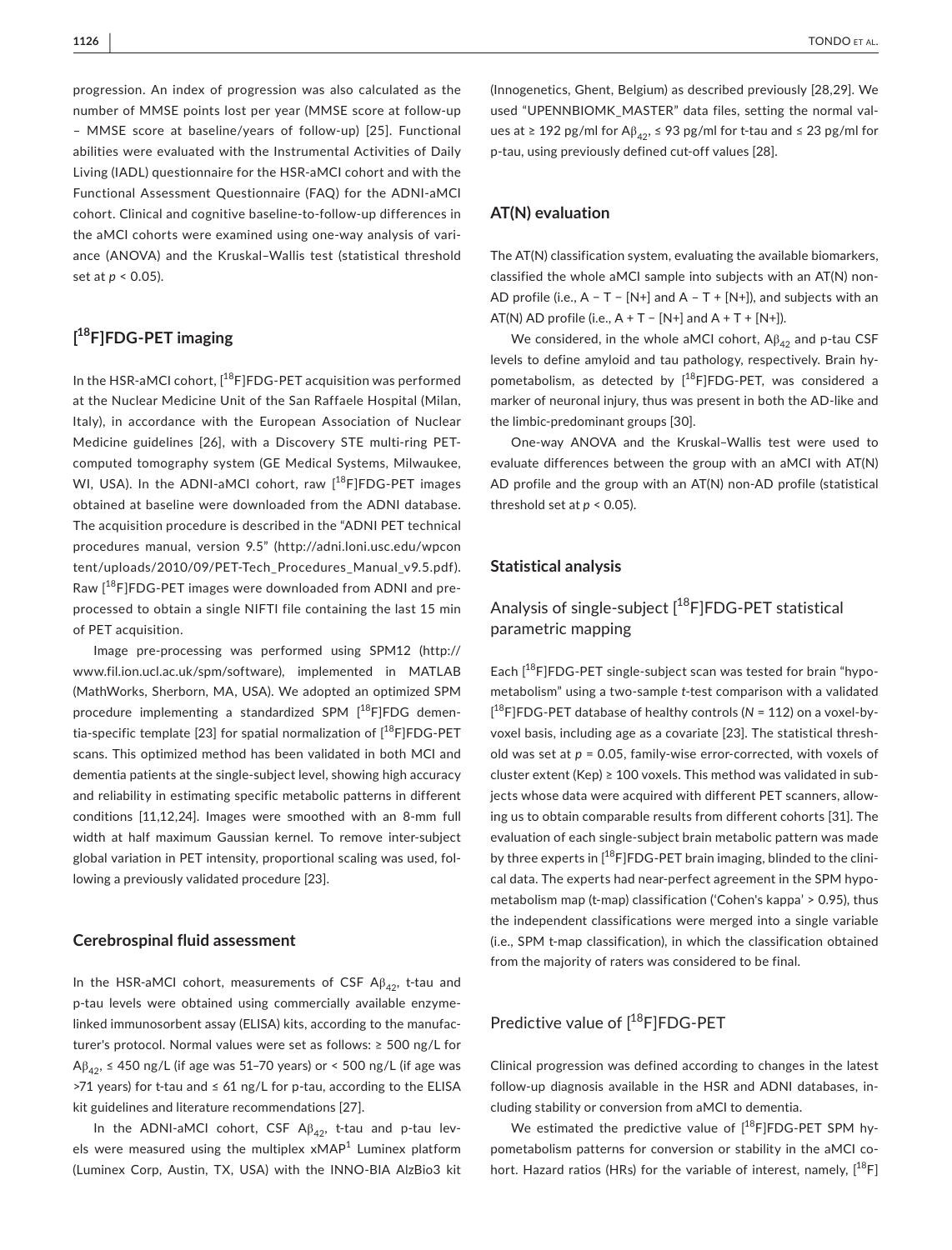progression. An index of progression was also calculated as the number of MMSE points lost per year (MMSE score at follow-up – MMSE score at baseline/years of follow-up) [25]. Functional abilities were evaluated with the Instrumental Activities of Daily Living (IADL) questionnaire for the HSR-aMCI cohort and with the Functional Assessment Questionnaire (FAQ) for the ADNI-aMCI cohort. Clinical and cognitive baseline-to-follow-up differences in the aMCI cohorts were examined using one-way analysis of variance (ANOVA) and the Kruskal–Wallis test (statistical threshold set at $p < 0.05$).

## [18F]FDG-PET imaging

In the HSR-aMCI cohort, [18F]FDG-PET acquisition was performed at the Nuclear Medicine Unit of the San Raffaele Hospital (Milan, Italy), in accordance with the European Association of Nuclear Medicine guidelines [26], with a Discovery STE multi-ring PET-computed tomography system (GE Medical Systems, Milwaukee, WI, USA). In the ADNI-aMCI cohort, raw [18F]FDG-PET images obtained at baseline were downloaded from the ADNI database. The acquisition procedure is described in the "ADNI PET technical procedures manual, version 9.5" (http://adni.loni.usc.edu/wpcontent/uploads/2010/09/PET-Tech_Procedures_Manual_v9.5.pdf). Raw [18F]FDG-PET images were downloaded from ADNI and pre-processed to obtain a single NIFTI file containing the last 15 min of PET acquisition.

Image pre-processing was performed using SPM12 (http://www.fil.ion.ucl.ac.uk/spm/software), implemented in MATLAB (MathWorks, Sherborn, MA, USA). We adopted an optimized SPM procedure implementing a standardized SPM [18F]FDG dementia-specific template [23] for spatial normalization of [18F]FDG-PET scans. This optimized method has been validated in both MCI and dementia patients at the single-subject level, showing high accuracy and reliability in estimating specific metabolic patterns in different conditions [11,12,24]. Images were smoothed with an 8-mm full width at half maximum Gaussian kernel. To remove inter-subject global variation in PET intensity, proportional scaling was used, following a previously validated procedure [23].

## Cerebrospinal fluid assessment

In the HSR-aMCI cohort, measurements of CSF $A\beta_{42}$, t-tau and p-tau levels were obtained using commercially available enzyme-linked immunosorbent assay (ELISA) kits, according to the manufacturer's protocol. Normal values were set as follows: ≥ 500 ng/L for $A\beta_{42}$, ≤ 450 ng/L (if age was 51–70 years) or < 500 ng/L (if age was >71 years) for t-tau and ≤ 61 ng/L for p-tau, according to the ELISA kit guidelines and literature recommendations [27].

In the ADNI-aMCI cohort, CSF $A\beta_{42}$, t-tau and p-tau levels were measured using the multiplex xMAP[1] Luminex platform (Luminex Corp, Austin, TX, USA) with the INNO-BIA AlzBio3 kit (Innogenetics, Ghent, Belgium) as described previously [28,29]. We used "UPENNBIOMK_MASTER" data files, setting the normal values at ≥ 192 pg/ml for $A\beta_{42}$, ≤ 93 pg/ml for t-tau and ≤ 23 pg/ml for p-tau, using previously defined cut-off values [28].

## AT(N) evaluation

The AT(N) classification system, evaluating the available biomarkers, classified the whole aMCI sample into subjects with an AT(N) non-AD profile (i.e., A − T − [N+] and A − T + [N+]), and subjects with an AT(N) AD profile (i.e., A + T − [N+] and A + T + [N+]).

We considered, in the whole aMCI cohort, $A\beta_{42}$ and p-tau CSF levels to define amyloid and tau pathology, respectively. Brain hypometabolism, as detected by [18F]FDG-PET, was considered a marker of neuronal injury, thus was present in both the AD-like and the limbic-predominant groups [30].

One-way ANOVA and the Kruskal–Wallis test were used to evaluate differences between the group with an aMCI with AT(N) AD profile and the group with an AT(N) non-AD profile (statistical threshold set at $p < 0.05$).

## Statistical analysis

### Analysis of single-subject [18F]FDG-PET statistical parametric mapping

Each [18F]FDG-PET single-subject scan was tested for brain "hypometabolism" using a two-sample *t*-test comparison with a validated [18F]FDG-PET database of healthy controls ($N = 112$) on a voxel-by-voxel basis, including age as a covariate [23]. The statistical threshold was set at $p = 0.05$, family-wise error-corrected, with voxels of cluster extent (Kep) ≥ 100 voxels. This method was validated in subjects whose data were acquired with different PET scanners, allowing us to obtain comparable results from different cohorts [31]. The evaluation of each single-subject brain metabolic pattern was made by three experts in [18F]FDG-PET brain imaging, blinded to the clinical data. The experts had near-perfect agreement in the SPM hypometabolism map (t-map) classification ('Cohen's kappa' > 0.95), thus the independent classifications were merged into a single variable (i.e., SPM t-map classification), in which the classification obtained from the majority of raters was considered to be final.

### Predictive value of [18F]FDG-PET

Clinical progression was defined according to changes in the latest follow-up diagnosis available in the HSR and ADNI databases, including stability or conversion from aMCI to dementia.

We estimated the predictive value of [18F]FDG-PET SPM hypometabolism patterns for conversion or stability in the aMCI cohort. Hazard ratios (HRs) for the variable of interest, namely, [18F]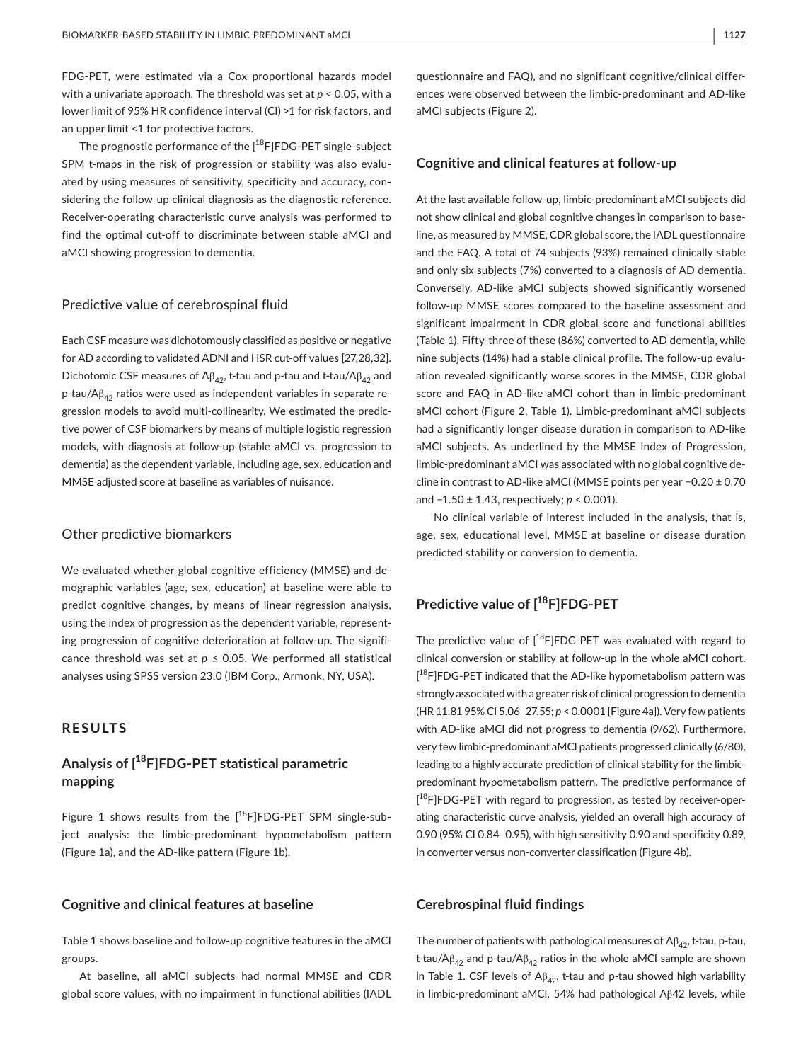FDG-PET, were estimated via a Cox proportional hazards model with a univariate approach. The threshold was set at $p < 0.05$, with a lower limit of 95% HR confidence interval (CI) >1 for risk factors, and an upper limit <1 for protective factors.

The prognostic performance of the [$^{18}$F]FDG-PET single-subject SPM t-maps in the risk of progression or stability was also evaluated by using measures of sensitivity, specificity and accuracy, considering the follow-up clinical diagnosis as the diagnostic reference. Receiver-operating characteristic curve analysis was performed to find the optimal cut-off to discriminate between stable aMCI and aMCI showing progression to dementia.

### Predictive value of cerebrospinal fluid

Each CSF measure was dichotomously classified as positive or negative for AD according to validated ADNI and HSR cut-off values [27,28,32]. Dichotomic CSF measures of $A\beta_{42}$, t-tau and p-tau and t-tau/$A\beta_{42}$ and p-tau/$A\beta_{42}$ ratios were used as independent variables in separate regression models to avoid multi-collinearity. We estimated the predictive power of CSF biomarkers by means of multiple logistic regression models, with diagnosis at follow-up (stable aMCI vs. progression to dementia) as the dependent variable, including age, sex, education and MMSE adjusted score at baseline as variables of nuisance.

### Other predictive biomarkers

We evaluated whether global cognitive efficiency (MMSE) and demographic variables (age, sex, education) at baseline were able to predict cognitive changes, by means of linear regression analysis, using the index of progression as the dependent variable, representing progression of cognitive deterioration at follow-up. The significance threshold was set at $p \leq 0.05$. We performed all statistical analyses using SPSS version 23.0 (IBM Corp., Armonk, NY, USA).

## RESULTS

### Analysis of [$^{18}$F]FDG-PET statistical parametric mapping

Figure 1 shows results from the [$^{18}$F]FDG-PET SPM single-subject analysis: the limbic-predominant hypometabolism pattern (Figure 1a), and the AD-like pattern (Figure 1b).

### Cognitive and clinical features at baseline

Table 1 shows baseline and follow-up cognitive features in the aMCI groups.

At baseline, all aMCI subjects had normal MMSE and CDR global score values, with no impairment in functional abilities (IADL questionnaire and FAQ), and no significant cognitive/clinical differences were observed between the limbic-predominant and AD-like aMCI subjects (Figure 2).

### Cognitive and clinical features at follow-up

At the last available follow-up, limbic-predominant aMCI subjects did not show clinical and global cognitive changes in comparison to baseline, as measured by MMSE, CDR global score, the IADL questionnaire and the FAQ. A total of 74 subjects (93%) remained clinically stable and only six subjects (7%) converted to a diagnosis of AD dementia. Conversely, AD-like aMCI subjects showed significantly worsened follow-up MMSE scores compared to the baseline assessment and significant impairment in CDR global score and functional abilities (Table 1). Fifty-three of these (86%) converted to AD dementia, while nine subjects (14%) had a stable clinical profile. The follow-up evaluation revealed significantly worse scores in the MMSE, CDR global score and FAQ in AD-like aMCI cohort than in limbic-predominant aMCI cohort (Figure 2, Table 1). Limbic-predominant aMCI subjects had a significantly longer disease duration in comparison to AD-like aMCI subjects. As underlined by the MMSE Index of Progression, limbic-predominant aMCI was associated with no global cognitive decline in contrast to AD-like aMCI (MMSE points per year $-0.20 \pm 0.70$ and $-1.50 \pm 1.43$, respectively; $p < 0.001$).

No clinical variable of interest included in the analysis, that is, age, sex, educational level, MMSE at baseline or disease duration predicted stability or conversion to dementia.

### Predictive value of [$^{18}$F]FDG-PET

The predictive value of [$^{18}$F]FDG-PET was evaluated with regard to clinical conversion or stability at follow-up in the whole aMCI cohort. [$^{18}$F]FDG-PET indicated that the AD-like hypometabolism pattern was strongly associated with a greater risk of clinical progression to dementia (HR 11.81 95% CI 5.06–27.55; $p < 0.0001$ [Figure 4a]). Very few patients with AD-like aMCI did not progress to dementia (9/62). Furthermore, very few limbic-predominant aMCI patients progressed clinically (6/80), leading to a highly accurate prediction of clinical stability for the limbic-predominant hypometabolism pattern. The predictive performance of [$^{18}$F]FDG-PET with regard to progression, as tested by receiver-operating characteristic curve analysis, yielded an overall high accuracy of 0.90 (95% CI 0.84–0.95), with high sensitivity 0.90 and specificity 0.89, in converter versus non-converter classification (Figure 4b).

### Cerebrospinal fluid findings

The number of patients with pathological measures of $A\beta_{42}$, t-tau, p-tau, t-tau/$A\beta_{42}$ and p-tau/$A\beta_{42}$ ratios in the whole aMCI sample are shown in Table 1. CSF levels of $A\beta_{42}$, t-tau and p-tau showed high variability in limbic-predominant aMCI. 54% had pathological $A\beta42$ levels, while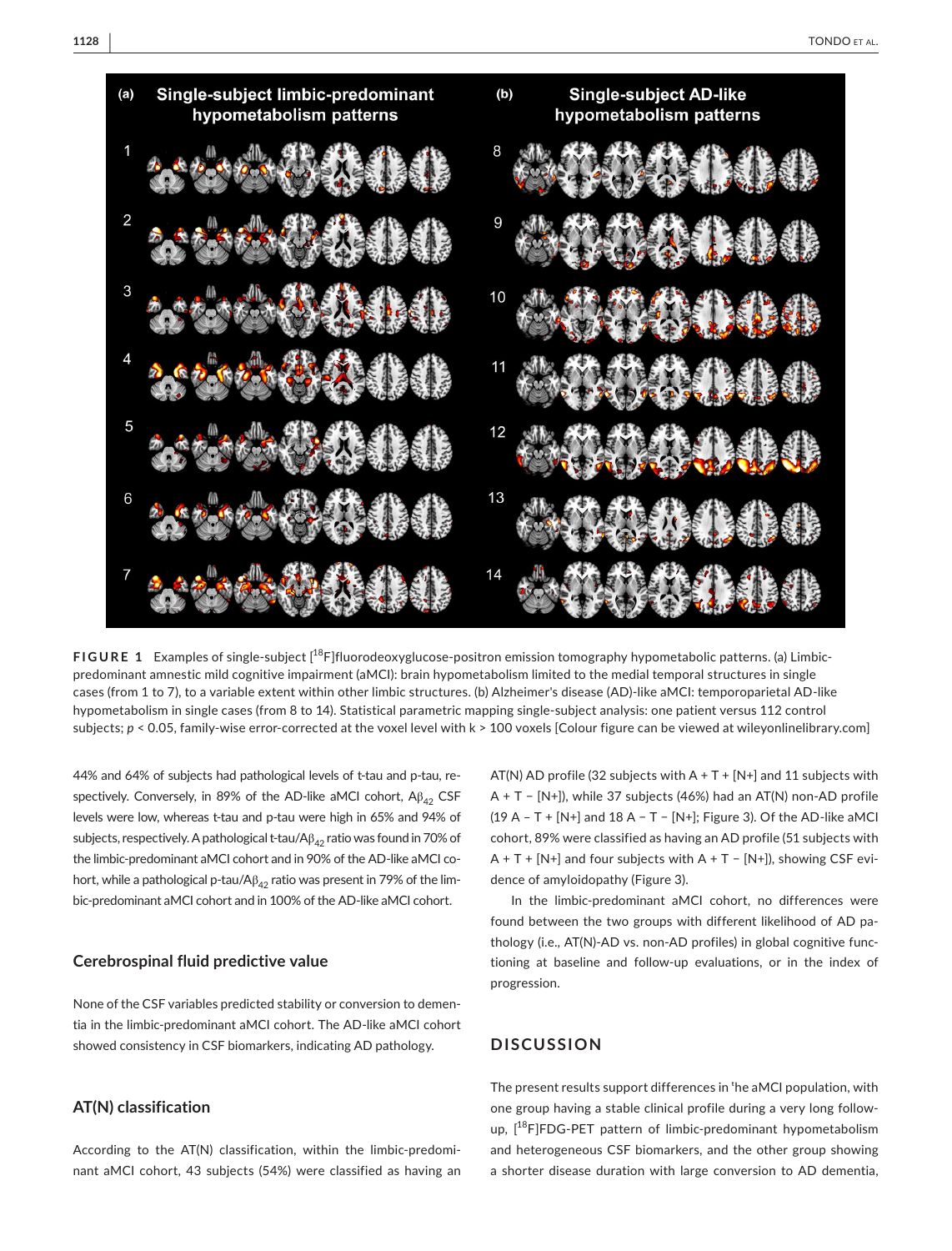**FIGURE 1** Examples of single-subject [$^{18}$F]fluorodeoxyglucose-positron emission tomography hypometabolic patterns. (a) Limbic-predominant amnestic mild cognitive impairment (aMCI): brain hypometabolism limited to the medial temporal structures in single cases (from 1 to 7), to a variable extent within other limbic structures. (b) Alzheimer's disease (AD)-like aMCI: temporoparietal AD-like hypometabolism in single cases (from 8 to 14). Statistical parametric mapping single-subject analysis: one patient versus 112 control subjects; $p < 0.05$, family-wise error-corrected at the voxel level with $k > 100$ voxels [Colour figure can be viewed at wileyonlinelibrary.com]

44% and 64% of subjects had pathological levels of t-tau and p-tau, respectively. Conversely, in 89% of the AD-like aMCI cohort, $A\beta_{42}$ CSF levels were low, whereas t-tau and p-tau were high in 65% and 94% of subjects, respectively. A pathological t-tau/$A\beta_{42}$ ratio was found in 70% of the limbic-predominant aMCI cohort and in 90% of the AD-like aMCI cohort, while a pathological p-tau/$A\beta_{42}$ ratio was present in 79% of the limbic-predominant aMCI cohort and in 100% of the AD-like aMCI cohort.

## Cerebrospinal fluid predictive value

None of the CSF variables predicted stability or conversion to dementia in the limbic-predominant aMCI cohort. The AD-like aMCI cohort showed consistency in CSF biomarkers, indicating AD pathology.

## AT(N) classification

According to the AT(N) classification, within the limbic-predominant aMCI cohort, 43 subjects (54%) were classified as having an AT(N) AD profile (32 subjects with A + T + [N+] and 11 subjects with A + T − [N+]), while 37 subjects (46%) had an AT(N) non-AD profile (19 A − T + [N+] and 18 A − T − [N+]; Figure 3). Of the AD-like aMCI cohort, 89% were classified as having an AD profile (51 subjects with A + T + [N+] and four subjects with A + T − [N+]), showing CSF evidence of amyloidopathy (Figure 3).

In the limbic-predominant aMCI cohort, no differences were found between the two groups with different likelihood of AD pathology (i.e., AT(N)-AD vs. non-AD profiles) in global cognitive functioning at baseline and follow-up evaluations, or in the index of progression.

## DISCUSSION

The present results support differences in the aMCI population, with one group having a stable clinical profile during a very long follow-up, [$^{18}$F]FDG-PET pattern of limbic-predominant hypometabolism and heterogeneous CSF biomarkers, and the other group showing a shorter disease duration with large conversion to AD dementia,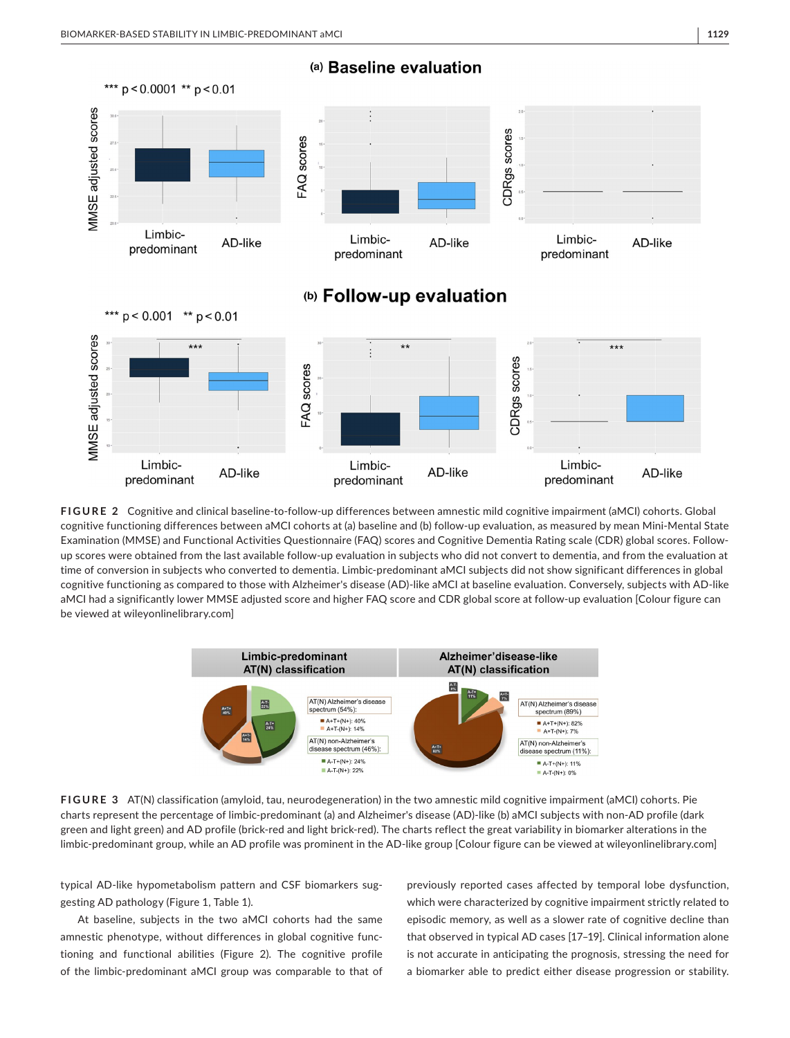**FIGURE 2** Cognitive and clinical baseline-to-follow-up differences between amnestic mild cognitive impairment (aMCI) cohorts. Global cognitive functioning differences between aMCI cohorts at (a) baseline and (b) follow-up evaluation, as measured by mean Mini-Mental State Examination (MMSE) and Functional Activities Questionnaire (FAQ) scores and Cognitive Dementia Rating scale (CDR) global scores. Follow-up scores were obtained from the last available follow-up evaluation in subjects who did not convert to dementia, and from the evaluation at time of conversion in subjects who converted to dementia. Limbic-predominant aMCI subjects did not show significant differences in global cognitive functioning as compared to those with Alzheimer's disease (AD)-like aMCI at baseline evaluation. Conversely, subjects with AD-like aMCI had a significantly lower MMSE adjusted score and higher FAQ score and CDR global score at follow-up evaluation [Colour figure can be viewed at wileyonlinelibrary.com]

**FIGURE 3** AT(N) classification (amyloid, tau, neurodegeneration) in the two amnestic mild cognitive impairment (aMCI) cohorts. Pie charts represent the percentage of limbic-predominant (a) and Alzheimer's disease (AD)-like (b) aMCI subjects with non-AD profile (dark green and light green) and AD profile (brick-red and light brick-red). The charts reflect the great variability in biomarker alterations in the limbic-predominant group, while an AD profile was prominent in the AD-like group [Colour figure can be viewed at wileyonlinelibrary.com]

typical AD-like hypometabolism pattern and CSF biomarkers suggesting AD pathology (Figure 1, Table 1).

At baseline, subjects in the two aMCI cohorts had the same amnestic phenotype, without differences in global cognitive functioning and functional abilities (Figure 2). The cognitive profile of the limbic-predominant aMCI group was comparable to that of previously reported cases affected by temporal lobe dysfunction, which were characterized by cognitive impairment strictly related to episodic memory, as well as a slower rate of cognitive decline than that observed in typical AD cases [17–19]. Clinical information alone is not accurate in anticipating the prognosis, stressing the need for a biomarker able to predict either disease progression or stability.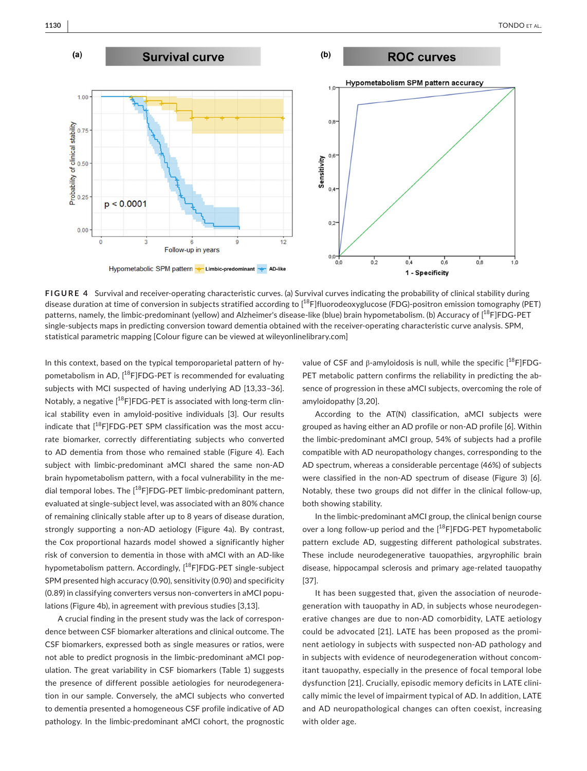FIGURE 4 Survival and receiver-operating characteristic curves. (a) Survival curves indicating the probability of clinical stability during disease duration at time of conversion in subjects stratified according to [$^{18}$F]fluorodeoxyglucose (FDG)-positron emission tomography (PET) patterns, namely, the limbic-predominant (yellow) and Alzheimer's disease-like (blue) brain hypometabolism. (b) Accuracy of [$^{18}$F]FDG-PET single-subjects maps in predicting conversion toward dementia obtained with the receiver-operating characteristic curve analysis. SPM, statistical parametric mapping [Colour figure can be viewed at wileyonlinelibrary.com]

In this context, based on the typical temporoparietal pattern of hypometabolism in AD, [$^{18}$F]FDG-PET is recommended for evaluating subjects with MCI suspected of having underlying AD [13,33–36]. Notably, a negative [$^{18}$F]FDG-PET is associated with long-term clinical stability even in amyloid-positive individuals [3]. Our results indicate that [$^{18}$F]FDG-PET SPM classification was the most accurate biomarker, correctly differentiating subjects who converted to AD dementia from those who remained stable (Figure 4). Each subject with limbic-predominant aMCI shared the same non-AD brain hypometabolism pattern, with a focal vulnerability in the medial temporal lobes. The [$^{18}$F]FDG-PET limbic-predominant pattern, evaluated at single-subject level, was associated with an 80% chance of remaining clinically stable after up to 8 years of disease duration, strongly supporting a non-AD aetiology (Figure 4a). By contrast, the Cox proportional hazards model showed a significantly higher risk of conversion to dementia in those with aMCI with an AD-like hypometabolism pattern. Accordingly, [$^{18}$F]FDG-PET single-subject SPM presented high accuracy (0.90), sensitivity (0.90) and specificity (0.89) in classifying converters versus non-converters in aMCI populations (Figure 4b), in agreement with previous studies [3,13].

A crucial finding in the present study was the lack of correspondence between CSF biomarker alterations and clinical outcome. The CSF biomarkers, expressed both as single measures or ratios, were not able to predict prognosis in the limbic-predominant aMCI population. The great variability in CSF biomarkers (Table 1) suggests the presence of different possible aetiologies for neurodegeneration in our sample. Conversely, the aMCI subjects who converted to dementia presented a homogeneous CSF profile indicative of AD pathology. In the limbic-predominant aMCI cohort, the prognostic value of CSF and β-amyloidosis is null, while the specific [$^{18}$F]FDG-PET metabolic pattern confirms the reliability in predicting the absence of progression in these aMCI subjects, overcoming the role of amyloidopathy [3,20].

According to the AT(N) classification, aMCI subjects were grouped as having either an AD profile or non-AD profile [6]. Within the limbic-predominant aMCI group, 54% of subjects had a profile compatible with AD neuropathology changes, corresponding to the AD spectrum, whereas a considerable percentage (46%) of subjects were classified in the non-AD spectrum of disease (Figure 3) [6]. Notably, these two groups did not differ in the clinical follow-up, both showing stability.

In the limbic-predominant aMCI group, the clinical benign course over a long follow-up period and the [$^{18}$F]FDG-PET hypometabolic pattern exclude AD, suggesting different pathological substrates. These include neurodegenerative tauopathies, argyrophilic brain disease, hippocampal sclerosis and primary age-related tauopathy [37].

It has been suggested that, given the association of neurodegeneration with tauopathy in AD, in subjects whose neurodegenerative changes are due to non-AD comorbidity, LATE aetiology could be advocated [21]. LATE has been proposed as the prominent aetiology in subjects with suspected non-AD pathology and in subjects with evidence of neurodegeneration without concomitant tauopathy, especially in the presence of focal temporal lobe dysfunction [21]. Crucially, episodic memory deficits in LATE clinically mimic the level of impairment typical of AD. In addition, LATE and AD neuropathological changes can often coexist, increasing with older age.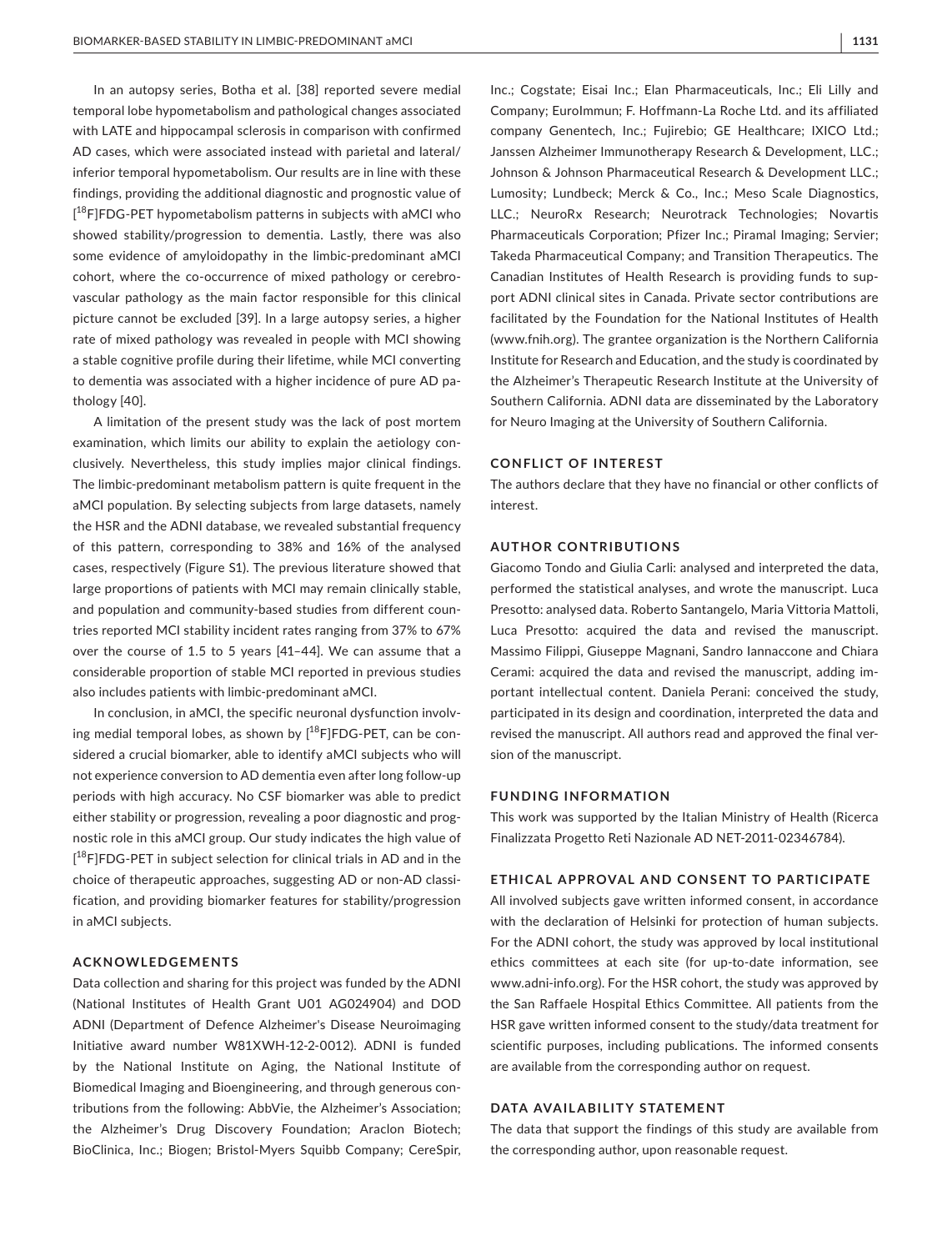In an autopsy series, Botha et al. [38] reported severe medial temporal lobe hypometabolism and pathological changes associated with LATE and hippocampal sclerosis in comparison with confirmed AD cases, which were associated instead with parietal and lateral/inferior temporal hypometabolism. Our results are in line with these findings, providing the additional diagnostic and prognostic value of [$^{18}$F]FDG-PET hypometabolism patterns in subjects with aMCI who showed stability/progression to dementia. Lastly, there was also some evidence of amyloidopathy in the limbic-predominant aMCI cohort, where the co-occurrence of mixed pathology or cerebrovascular pathology as the main factor responsible for this clinical picture cannot be excluded [39]. In a large autopsy series, a higher rate of mixed pathology was revealed in people with MCI showing a stable cognitive profile during their lifetime, while MCI converting to dementia was associated with a higher incidence of pure AD pathology [40].

A limitation of the present study was the lack of post mortem examination, which limits our ability to explain the aetiology conclusively. Nevertheless, this study implies major clinical findings. The limbic-predominant metabolism pattern is quite frequent in the aMCI population. By selecting subjects from large datasets, namely the HSR and the ADNI database, we revealed substantial frequency of this pattern, corresponding to 38% and 16% of the analysed cases, respectively (Figure S1). The previous literature showed that large proportions of patients with MCI may remain clinically stable, and population and community-based studies from different countries reported MCI stability incident rates ranging from 37% to 67% over the course of 1.5 to 5 years [41–44]. We can assume that a considerable proportion of stable MCI reported in previous studies also includes patients with limbic-predominant aMCI.

In conclusion, in aMCI, the specific neuronal dysfunction involving medial temporal lobes, as shown by [$^{18}$F]FDG-PET, can be considered a crucial biomarker, able to identify aMCI subjects who will not experience conversion to AD dementia even after long follow-up periods with high accuracy. No CSF biomarker was able to predict either stability or progression, revealing a poor diagnostic and prognostic role in this aMCI group. Our study indicates the high value of [$^{18}$F]FDG-PET in subject selection for clinical trials in AD and in the choice of therapeutic approaches, suggesting AD or non-AD classification, and providing biomarker features for stability/progression in aMCI subjects.

## ACKNOWLEDGEMENTS

Data collection and sharing for this project was funded by the ADNI (National Institutes of Health Grant U01 AG024904) and DOD ADNI (Department of Defence Alzheimer's Disease Neuroimaging Initiative award number W81XWH-12-2-0012). ADNI is funded by the National Institute on Aging, the National Institute of Biomedical Imaging and Bioengineering, and through generous contributions from the following: AbbVie, the Alzheimer's Association; the Alzheimer's Drug Discovery Foundation; Araclon Biotech; BioClinica, Inc.; Biogen; Bristol-Myers Squibb Company; CereSpir, Inc.; Cogstate; Eisai Inc.; Elan Pharmaceuticals, Inc.; Eli Lilly and Company; EuroImmun; F. Hoffmann-La Roche Ltd. and its affiliated company Genentech, Inc.; Fujirebio; GE Healthcare; IXICO Ltd.; Janssen Alzheimer Immunotherapy Research & Development, LLC.; Johnson & Johnson Pharmaceutical Research & Development LLC.; Lumosity; Lundbeck; Merck & Co., Inc.; Meso Scale Diagnostics, LLC.; NeuroRx Research; Neurotrack Technologies; Novartis Pharmaceuticals Corporation; Pfizer Inc.; Piramal Imaging; Servier; Takeda Pharmaceutical Company; and Transition Therapeutics. The Canadian Institutes of Health Research is providing funds to support ADNI clinical sites in Canada. Private sector contributions are facilitated by the Foundation for the National Institutes of Health (www.fnih.org). The grantee organization is the Northern California Institute for Research and Education, and the study is coordinated by the Alzheimer's Therapeutic Research Institute at the University of Southern California. ADNI data are disseminated by the Laboratory for Neuro Imaging at the University of Southern California.

## CONFLICT OF INTEREST

The authors declare that they have no financial or other conflicts of interest.

## AUTHOR CONTRIBUTIONS

Giacomo Tondo and Giulia Carli: analysed and interpreted the data, performed the statistical analyses, and wrote the manuscript. Luca Presotto: analysed data. Roberto Santangelo, Maria Vittoria Mattoli, Luca Presotto: acquired the data and revised the manuscript. Massimo Filippi, Giuseppe Magnani, Sandro Iannaccone and Chiara Cerami: acquired the data and revised the manuscript, adding important intellectual content. Daniela Perani: conceived the study, participated in its design and coordination, interpreted the data and revised the manuscript. All authors read and approved the final version of the manuscript.

## FUNDING INFORMATION

This work was supported by the Italian Ministry of Health (Ricerca Finalizzata Progetto Reti Nazionale AD NET-2011-02346784).

## ETHICAL APPROVAL AND CONSENT TO PARTICIPATE

All involved subjects gave written informed consent, in accordance with the declaration of Helsinki for protection of human subjects. For the ADNI cohort, the study was approved by local institutional ethics committees at each site (for up-to-date information, see www.adni-info.org). For the HSR cohort, the study was approved by the San Raffaele Hospital Ethics Committee. All patients from the HSR gave written informed consent to the study/data treatment for scientific purposes, including publications. The informed consents are available from the corresponding author on request.

## DATA AVAILABILITY STATEMENT

The data that support the findings of this study are available from the corresponding author, upon reasonable request.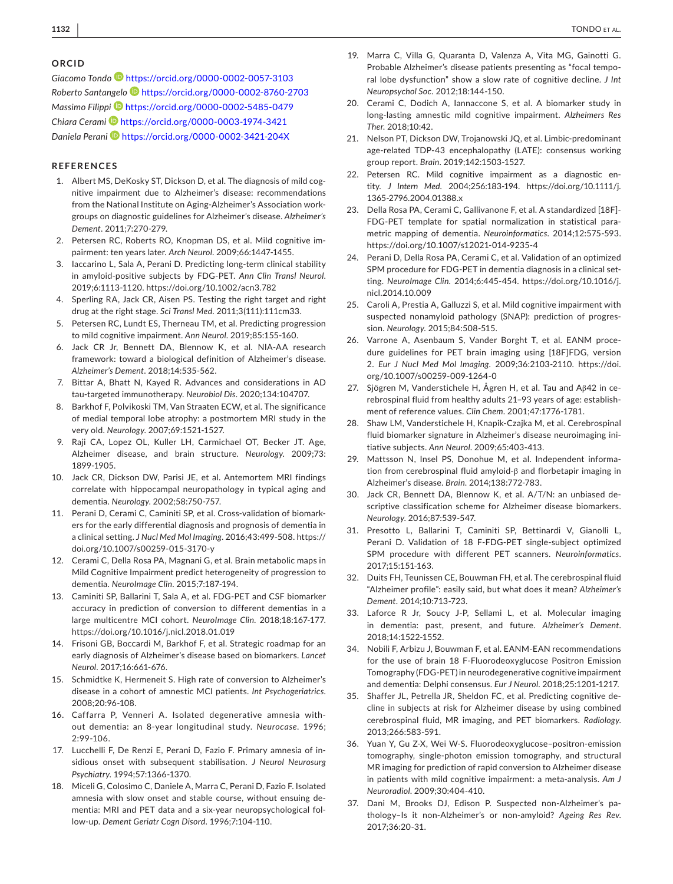## ORCID

*Giacomo Tondo* https://orcid.org/0000-0002-0057-3103
*Roberto Santangelo* https://orcid.org/0000-0002-8760-2703
*Massimo Filippi* https://orcid.org/0000-0002-5485-0479
*Chiara Cerami* https://orcid.org/0000-0003-1974-3421
*Daniela Perani* https://orcid.org/0000-0002-3421-204X

## REFERENCES

1. Albert MS, DeKosky ST, Dickson D, et al. The diagnosis of mild cognitive impairment due to Alzheimer's disease: recommendations from the National Institute on Aging-Alzheimer's Association workgroups on diagnostic guidelines for Alzheimer's disease. *Alzheimer's Dement*. 2011;7:270-279.
2. Petersen RC, Roberts RO, Knopman DS, et al. Mild cognitive impairment: ten years later. *Arch Neurol*. 2009;66:1447-1455.
3. Iaccarino L, Sala A, Perani D. Predicting long-term clinical stability in amyloid-positive subjects by FDG-PET. *Ann Clin Transl Neurol*. 2019;6:1113-1120. https://doi.org/10.1002/acn3.782
4. Sperling RA, Jack CR, Aisen PS. Testing the right target and right drug at the right stage. *Sci Transl Med*. 2011;3(111):111cm33.
5. Petersen RC, Lundt ES, Therneau TM, et al. Predicting progression to mild cognitive impairment. *Ann Neurol*. 2019;85:155-160.
6. Jack CR Jr, Bennett DA, Blennow K, et al. NIA-AA research framework: toward a biological definition of Alzheimer's disease. *Alzheimer's Dement*. 2018;14:535-562.
7. Bittar A, Bhatt N, Kayed R. Advances and considerations in AD tau-targeted immunotherapy. *Neurobiol Dis*. 2020;134:104707.
8. Barkhof F, Polvikoski TM, Van Straaten ECW, et al. The significance of medial temporal lobe atrophy: a postmortem MRI study in the very old. *Neurology*. 2007;69:1521-1527.
9. Raji CA, Lopez OL, Kuller LH, Carmichael OT, Becker JT. Age, Alzheimer disease, and brain structure. *Neurology*. 2009;73:1899-1905.
10. Jack CR, Dickson DW, Parisi JE, et al. Antemortem MRI findings correlate with hippocampal neuropathology in typical aging and dementia. *Neurology*. 2002;58:750-757.
11. Perani D, Cerami C, Caminiti SP, et al. Cross-validation of biomarkers for the early differential diagnosis and prognosis of dementia in a clinical setting. *J Nucl Med Mol Imaging*. 2016;43:499-508. https://doi.org/10.1007/s00259-015-3170-y
12. Cerami C, Della Rosa PA, Magnani G, et al. Brain metabolic maps in Mild Cognitive Impairment predict heterogeneity of progression to dementia. *NeuroImage Clin*. 2015;7:187-194.
13. Caminiti SP, Ballarini T, Sala A, et al. FDG-PET and CSF biomarker accuracy in prediction of conversion to different dementias in a large multicentre MCI cohort. *NeuroImage Clin*. 2018;18:167-177. https://doi.org/10.1016/j.nicl.2018.01.019
14. Frisoni GB, Boccardi M, Barkhof F, et al. Strategic roadmap for an early diagnosis of Alzheimer's disease based on biomarkers. *Lancet Neurol*. 2017;16:661-676.
15. Schmidtke K, Hermeneit S. High rate of conversion to Alzheimer's disease in a cohort of amnestic MCI patients. *Int Psychogeriatrics*. 2008;20:96-108.
16. Caffarra P, Venneri A. Isolated degenerative amnesia without dementia: an 8-year longitudinal study. *Neurocase*. 1996;2:99-106.
17. Lucchelli F, De Renzi E, Perani D, Fazio F. Primary amnesia of insidious onset with subsequent stabilisation. *J Neurol Neurosurg Psychiatry*. 1994;57:1366-1370.
18. Miceli G, Colosimo C, Daniele A, Marra C, Perani D, Fazio F. Isolated amnesia with slow onset and stable course, without ensuing dementia: MRI and PET data and a six-year neuropsychological follow-up. *Dement Geriatr Cogn Disord*. 1996;7:104-110.
19. Marra C, Villa G, Quaranta D, Valenza A, Vita MG, Gainotti G. Probable Alzheimer's disease patients presenting as "focal temporal lobe dysfunction" show a slow rate of cognitive decline. *J Int Neuropsychol Soc*. 2012;18:144-150.
20. Cerami C, Dodich A, Iannaccone S, et al. A biomarker study in long-lasting amnestic mild cognitive impairment. *Alzheimers Res Ther*. 2018;10:42.
21. Nelson PT, Dickson DW, Trojanowski JQ, et al. Limbic-predominant age-related TDP-43 encephalopathy (LATE): consensus working group report. *Brain*. 2019;142:1503-1527.
22. Petersen RC. Mild cognitive impairment as a diagnostic entity. *J Intern Med*. 2004;256:183-194. https://doi.org/10.1111/j.1365-2796.2004.01388.x
23. Della Rosa PA, Cerami C, Gallivanone F, et al. A standardized [18F]-FDG-PET template for spatial normalization in statistical parametric mapping of dementia. *Neuroinformatics*. 2014;12:575-593. https://doi.org/10.1007/s12021-014-9235-4
24. Perani D, Della Rosa PA, Cerami C, et al. Validation of an optimized SPM procedure for FDG-PET in dementia diagnosis in a clinical setting. *NeuroImage Clin*. 2014;6:445-454. https://doi.org/10.1016/j.nicl.2014.10.009
25. Caroli A, Prestia A, Galluzzi S, et al. Mild cognitive impairment with suspected nonamyloid pathology (SNAP): prediction of progression. *Neurology*. 2015;84:508-515.
26. Varrone A, Asenbaum S, Vander Borght T, et al. EANM procedure guidelines for PET brain imaging using [18F]FDG, version 2. *Eur J Nucl Med Mol Imaging*. 2009;36:2103-2110. https://doi.org/10.1007/s00259-009-1264-0
27. Sjögren M, Vanderstichele H, Ågren H, et al. Tau and Aβ42 in cerebrospinal fluid from healthy adults 21–93 years of age: establishment of reference values. *Clin Chem*. 2001;47:1776-1781.
28. Shaw LM, Vanderstichele H, Knapik-Czajka M, et al. Cerebrospinal fluid biomarker signature in Alzheimer's disease neuroimaging initiative subjects. *Ann Neurol*. 2009;65:403-413.
29. Mattsson N, Insel PS, Donohue M, et al. Independent information from cerebrospinal fluid amyloid-β and florbetapir imaging in Alzheimer's disease. *Brain*. 2014;138:772-783.
30. Jack CR, Bennett DA, Blennow K, et al. A/T/N: an unbiased descriptive classification scheme for Alzheimer disease biomarkers. *Neurology*. 2016;87:539-547.
31. Presotto L, Ballarini T, Caminiti SP, Bettinardi V, Gianolli L, Perani D. Validation of 18 F-FDG-PET single-subject optimized SPM procedure with different PET scanners. *Neuroinformatics*. 2017;15:151-163.
32. Duits FH, Teunissen CE, Bouwman FH, et al. The cerebrospinal fluid "Alzheimer profile": easily said, but what does it mean? *Alzheimer's Dement*. 2014;10:713-723.
33. Laforce R Jr, Soucy J-P, Sellami L, et al. Molecular imaging in dementia: past, present, and future. *Alzheimer's Dement*. 2018;14:1522-1552.
34. Nobili F, Arbizu J, Bouwman F, et al. EANM-EAN recommendations for the use of brain 18 F-Fluorodeoxyglucose Positron Emission Tomography (FDG-PET) in neurodegenerative cognitive impairment and dementia: Delphi consensus. *Eur J Neurol*. 2018;25:1201-1217.
35. Shaffer JL, Petrella JR, Sheldon FC, et al. Predicting cognitive decline in subjects at risk for Alzheimer disease by using combined cerebrospinal fluid, MR imaging, and PET biomarkers. *Radiology*. 2013;266:583-591.
36. Yuan Y, Gu Z-X, Wei W-S. Fluorodeoxyglucose–positron-emission tomography, single-photon emission tomography, and structural MR imaging for prediction of rapid conversion to Alzheimer disease in patients with mild cognitive impairment: a meta-analysis. *Am J Neuroradiol*. 2009;30:404-410.
37. Dani M, Brooks DJ, Edison P. Suspected non-Alzheimer's pathology–Is it non-Alzheimer's or non-amyloid? *Ageing Res Rev*. 2017;36:20-31.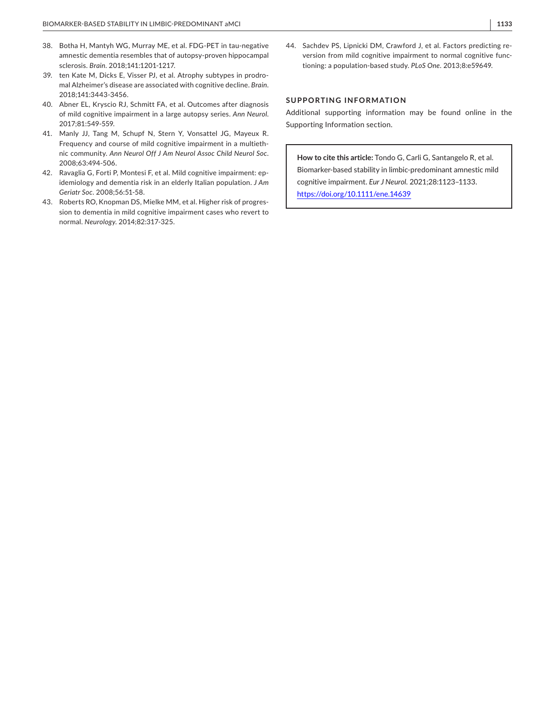38. Botha H, Mantyh WG, Murray ME, et al. FDG-PET in tau-negative amnestic dementia resembles that of autopsy-proven hippocampal sclerosis. *Brain*. 2018;141:1201-1217.
39. ten Kate M, Dicks E, Visser PJ, et al. Atrophy subtypes in prodromal Alzheimer's disease are associated with cognitive decline. *Brain*. 2018;141:3443-3456.
40. Abner EL, Kryscio RJ, Schmitt FA, et al. Outcomes after diagnosis of mild cognitive impairment in a large autopsy series. *Ann Neurol*. 2017;81:549-559.
41. Manly JJ, Tang M, Schupf N, Stern Y, Vonsattel JG, Mayeux R. Frequency and course of mild cognitive impairment in a multiethnic community. *Ann Neurol Off J Am Neurol Assoc Child Neurol Soc*. 2008;63:494-506.
42. Ravaglia G, Forti P, Montesi F, et al. Mild cognitive impairment: epidemiology and dementia risk in an elderly Italian population. *J Am Geriatr Soc*. 2008;56:51-58.
43. Roberts RO, Knopman DS, Mielke MM, et al. Higher risk of progression to dementia in mild cognitive impairment cases who revert to normal. *Neurology*. 2014;82:317-325.
44. Sachdev PS, Lipnicki DM, Crawford J, et al. Factors predicting reversion from mild cognitive impairment to normal cognitive functioning: a population-based study. *PLoS One*. 2013;8:e59649.

## SUPPORTING INFORMATION

Additional supporting information may be found online in the Supporting Information section.

**How to cite this article:** Tondo G, Carli G, Santangelo R, et al. Biomarker-based stability in limbic-predominant amnestic mild cognitive impairment. *Eur J Neurol*. 2021;28:1123–1133. https://doi.org/10.1111/ene.14639